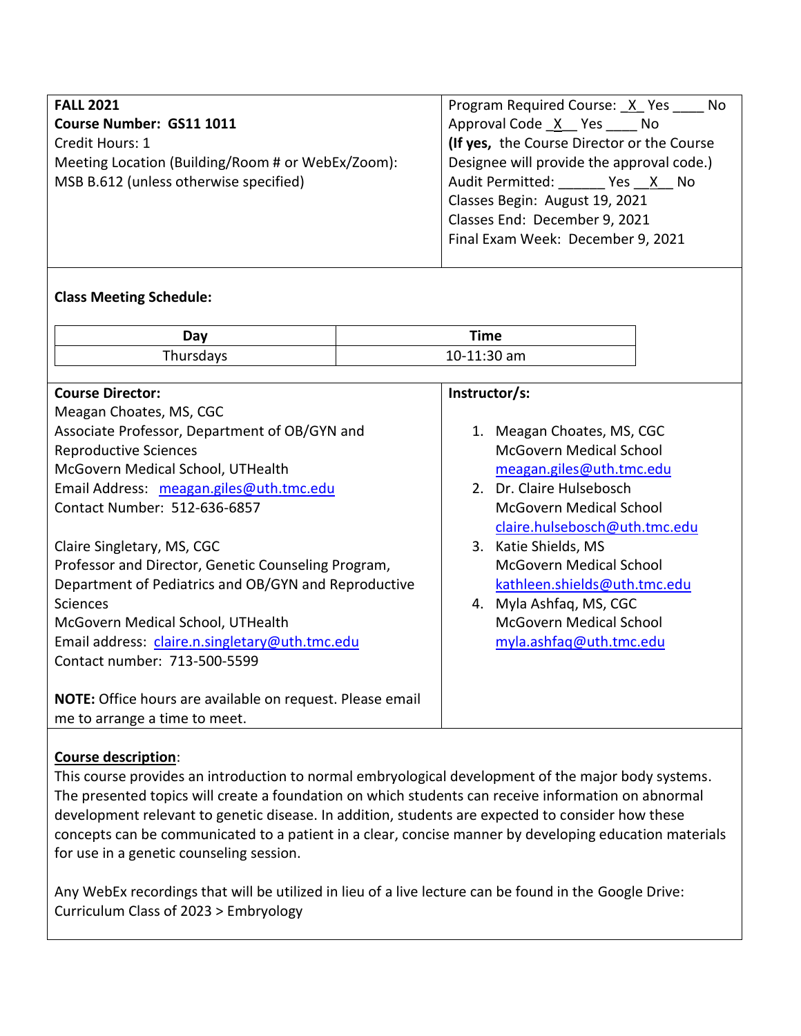**FALL 2021**
**Course Number: GS11 1011**
Credit Hours: 1
Meeting Location (Building/Room # or WebEx/Zoom):
MSB B.612 (unless otherwise specified)

Program Required Course: _X_ Yes ____ No
Approval Code _X__ Yes ____ No
**(If yes,** the Course Director or the Course Designee will provide the approval code.)
Audit Permitted: ______ Yes __X__ No
Classes Begin: August 19, 2021
Classes End: December 9, 2021
Final Exam Week: December 9, 2021

**Class Meeting Schedule:**

| Day | Time |
|---|---|
| Thursdays | 10-11:30 am |

**Course Director:**

Meagan Choates, MS, CGC
Associate Professor, Department of OB/GYN and Reproductive Sciences
McGovern Medical School, UTHealth
Email Address: meagan.giles@uth.tmc.edu
Contact Number: 512-636-6857

Claire Singletary, MS, CGC
Professor and Director, Genetic Counseling Program, Department of Pediatrics and OB/GYN and Reproductive Sciences
McGovern Medical School, UTHealth
Email address: claire.n.singletary@uth.tmc.edu
Contact number: 713-500-5599

**NOTE:** Office hours are available on request. Please email me to arrange a time to meet.

**Instructor/s:**

1. Meagan Choates, MS, CGC
   McGovern Medical School
   meagan.giles@uth.tmc.edu
2. Dr. Claire Hulsebosch
   McGovern Medical School
   claire.hulsebosch@uth.tmc.edu
3. Katie Shields, MS
   McGovern Medical School
   kathleen.shields@uth.tmc.edu
4. Myla Ashfaq, MS, CGC
   McGovern Medical School
   myla.ashfaq@uth.tmc.edu

**Course description**:

This course provides an introduction to normal embryological development of the major body systems. The presented topics will create a foundation on which students can receive information on abnormal development relevant to genetic disease. In addition, students are expected to consider how these concepts can be communicated to a patient in a clear, concise manner by developing education materials for use in a genetic counseling session.

Any WebEx recordings that will be utilized in lieu of a live lecture can be found in the Google Drive: Curriculum Class of 2023 > Embryology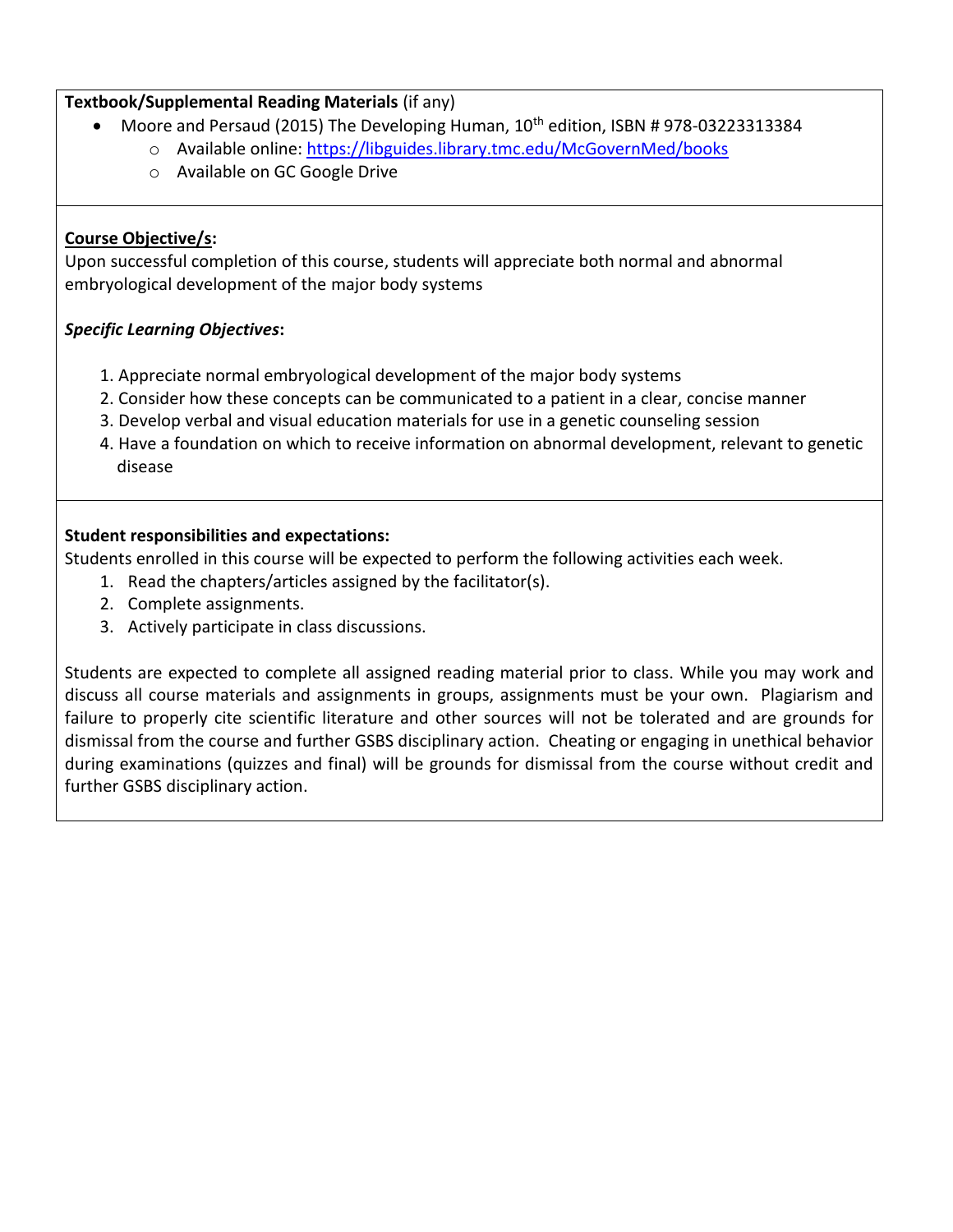**Textbook/Supplemental Reading Materials** (if any)

- Moore and Persaud (2015) The Developing Human, 10th edition, ISBN # 978-03223313384
  - Available online: [https://libguides.library.tmc.edu/McGovernMed/books](https://libguides.library.tmc.edu/McGovernMed/books)
  - Available on GC Google Drive

**Course Objective/s:**

Upon successful completion of this course, students will appreciate both normal and abnormal embryological development of the major body systems

***Specific Learning Objectives*:**

1. Appreciate normal embryological development of the major body systems
2. Consider how these concepts can be communicated to a patient in a clear, concise manner
3. Develop verbal and visual education materials for use in a genetic counseling session
4. Have a foundation on which to receive information on abnormal development, relevant to genetic disease

**Student responsibilities and expectations:**

Students enrolled in this course will be expected to perform the following activities each week.

1. Read the chapters/articles assigned by the facilitator(s).
2. Complete assignments.
3. Actively participate in class discussions.

Students are expected to complete all assigned reading material prior to class. While you may work and discuss all course materials and assignments in groups, assignments must be your own. Plagiarism and failure to properly cite scientific literature and other sources will not be tolerated and are grounds for dismissal from the course and further GSBS disciplinary action. Cheating or engaging in unethical behavior during examinations (quizzes and final) will be grounds for dismissal from the course without credit and further GSBS disciplinary action.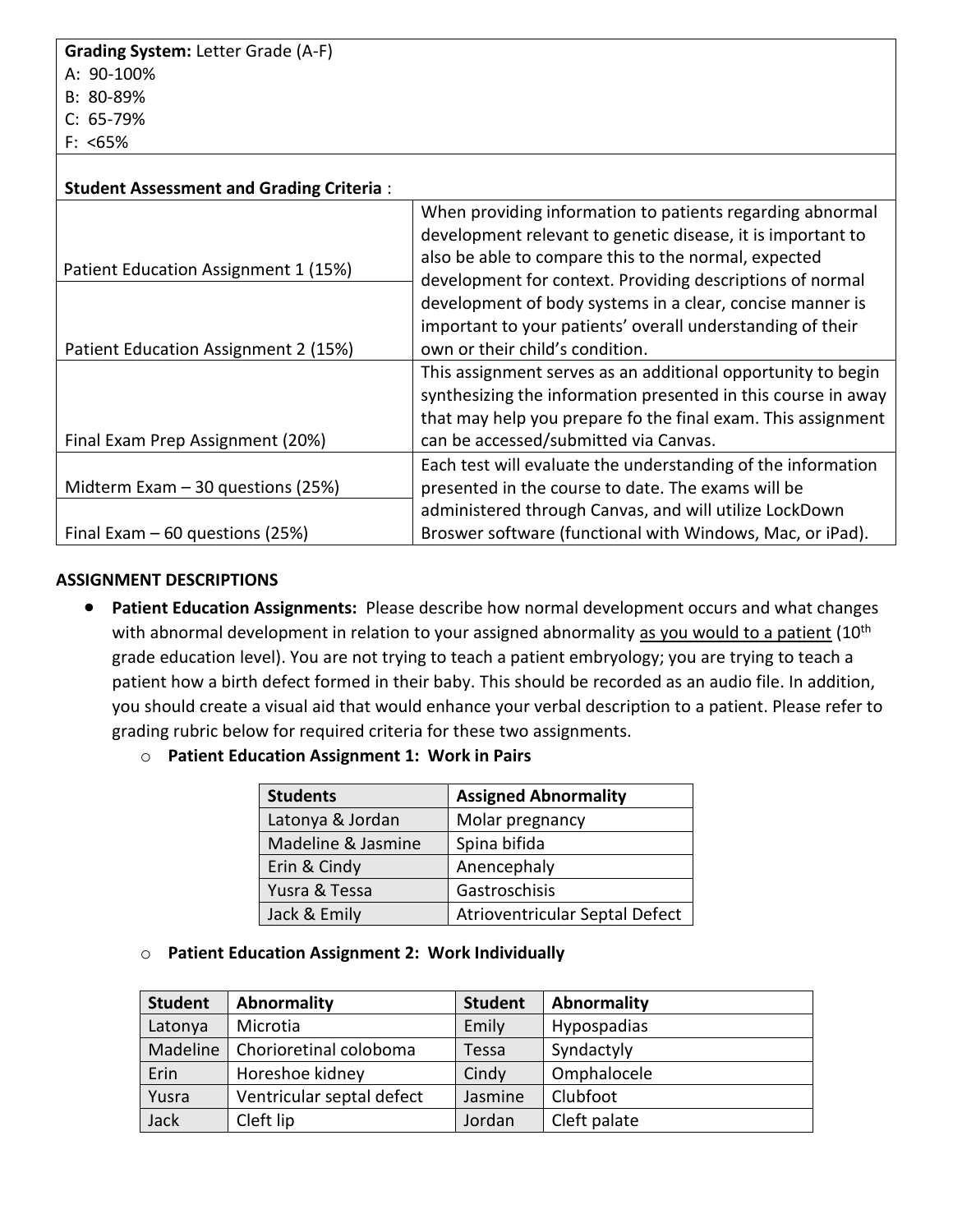**Grading System:** Letter Grade (A-F)
A: 90-100%
B: 80-89%
C: 65-79%
F: <65%

**Student Assessment and Grading Criteria** :

| | |
|---|---|
| Patient Education Assignment 1 (15%) | When providing information to patients regarding abnormal development relevant to genetic disease, it is important to also be able to compare this to the normal, expected development for context. Providing descriptions of normal development of body systems in a clear, concise manner is important to your patients' overall understanding of their own or their child's condition. |
| Patient Education Assignment 2 (15%) | |
| Final Exam Prep Assignment (20%) | This assignment serves as an additional opportunity to begin synthesizing the information presented in this course in away that may help you prepare fo the final exam. This assignment can be accessed/submitted via Canvas. |
| Midterm Exam – 30 questions (25%) | Each test will evaluate the understanding of the information presented in the course to date. The exams will be administered through Canvas, and will utilize LockDown Broswer software (functional with Windows, Mac, or iPad). |
| Final Exam – 60 questions (25%) | |

**ASSIGNMENT DESCRIPTIONS**

- **Patient Education Assignments:** Please describe how normal development occurs and what changes with abnormal development in relation to your assigned abnormality <u>as you would to a patient</u> (10th grade education level). You are not trying to teach a patient embryology; you are trying to teach a patient how a birth defect formed in their baby. This should be recorded as an audio file. In addition, you should create a visual aid that would enhance your verbal description to a patient. Please refer to grading rubric below for required criteria for these two assignments.
  - **Patient Education Assignment 1: Work in Pairs**

| Students | Assigned Abnormality |
|---|---|
| Latonya & Jordan | Molar pregnancy |
| Madeline & Jasmine | Spina bifida |
| Erin & Cindy | Anencephaly |
| Yusra & Tessa | Gastroschisis |
| Jack & Emily | Atrioventricular Septal Defect |

  - **Patient Education Assignment 2: Work Individually**

| Student | Abnormality | Student | Abnormality |
|---|---|---|---|
| Latonya | Microtia | Emily | Hypospadias |
| Madeline | Chorioretinal coloboma | Tessa | Syndactyly |
| Erin | Horeshoe kidney | Cindy | Omphalocele |
| Yusra | Ventricular septal defect | Jasmine | Clubfoot |
| Jack | Cleft lip | Jordan | Cleft palate |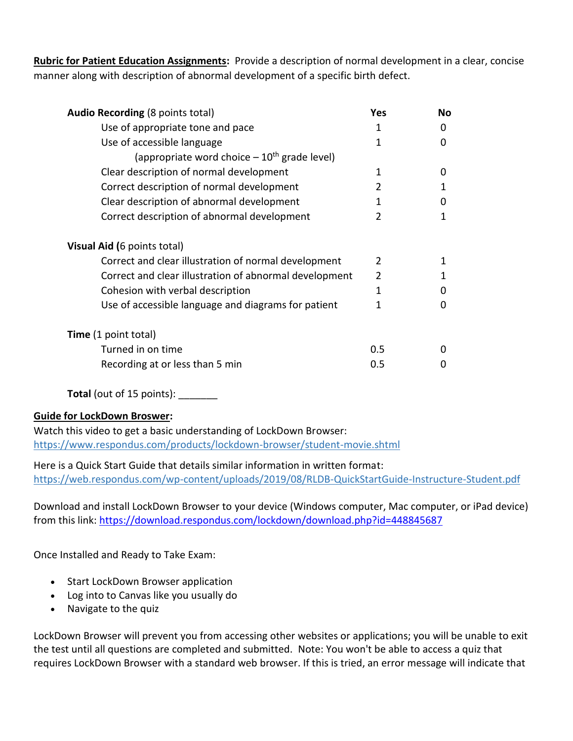**Rubric for Patient Education Assignments:** Provide a description of normal development in a clear, concise manner along with description of abnormal development of a specific birth defect.

| | Yes | No |
|---|---|---|
| **Audio Recording** (8 points total) | | |
| Use of appropriate tone and pace | 1 | 0 |
| Use of accessible language (appropriate word choice – 10th grade level) | 1 | 0 |
| Clear description of normal development | 1 | 0 |
| Correct description of normal development | 2 | 1 |
| Clear description of abnormal development | 1 | 0 |
| Correct description of abnormal development | 2 | 1 |
| **Visual Aid (**6 points total) | | |
| Correct and clear illustration of normal development | 2 | 1 |
| Correct and clear illustration of abnormal development | 2 | 1 |
| Cohesion with verbal description | 1 | 0 |
| Use of accessible language and diagrams for patient | 1 | 0 |
| **Time** (1 point total) | | |
| Turned in on time | 0.5 | 0 |
| Recording at or less than 5 min | 0.5 | 0 |

**Total** (out of 15 points): _______

**Guide for LockDown Broswer:**

Watch this video to get a basic understanding of LockDown Browser: https://www.respondus.com/products/lockdown-browser/student-movie.shtml

Here is a Quick Start Guide that details similar information in written format: https://web.respondus.com/wp-content/uploads/2019/08/RLDB-QuickStartGuide-Instructure-Student.pdf

Download and install LockDown Browser to your device (Windows computer, Mac computer, or iPad device) from this link: https://download.respondus.com/lockdown/download.php?id=448845687

Once Installed and Ready to Take Exam:

- Start LockDown Browser application
- Log into to Canvas like you usually do
- Navigate to the quiz

LockDown Browser will prevent you from accessing other websites or applications; you will be unable to exit the test until all questions are completed and submitted. Note: You won't be able to access a quiz that requires LockDown Browser with a standard web browser. If this is tried, an error message will indicate that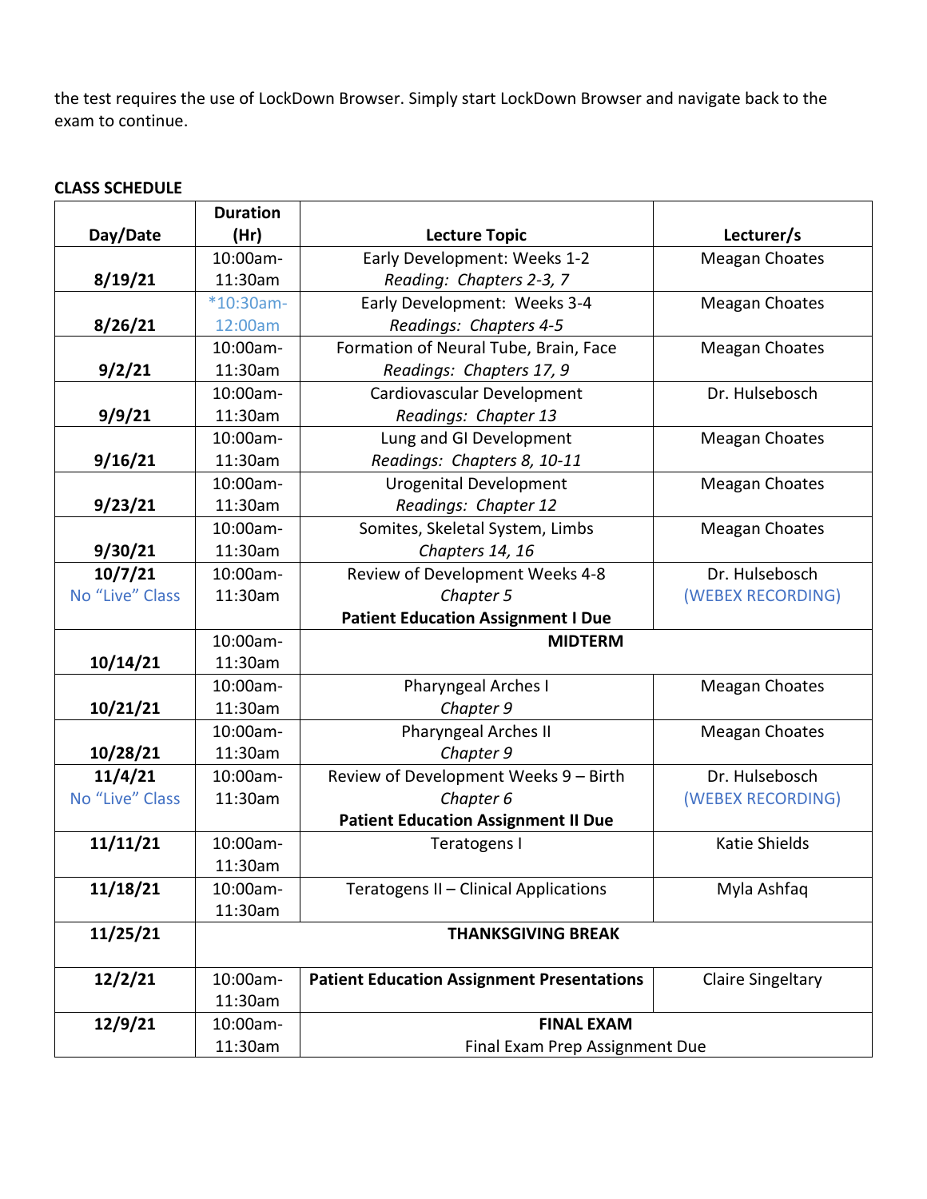the test requires the use of LockDown Browser. Simply start LockDown Browser and navigate back to the exam to continue.

**CLASS SCHEDULE**

| Day/Date | Duration (Hr) | Lecture Topic | Lecturer/s |
|---|---|---|---|
| **8/19/21** | 10:00am-11:30am | Early Development: Weeks 1-2 *Reading: Chapters 2-3, 7* | Meagan Choates |
| **8/26/21** | *10:30am-12:00am | Early Development: Weeks 3-4 *Readings: Chapters 4-5* | Meagan Choates |
| **9/2/21** | 10:00am-11:30am | Formation of Neural Tube, Brain, Face *Readings: Chapters 17, 9* | Meagan Choates |
| **9/9/21** | 10:00am-11:30am | Cardiovascular Development *Readings: Chapter 13* | Dr. Hulsebosch |
| **9/16/21** | 10:00am-11:30am | Lung and GI Development *Readings: Chapters 8, 10-11* | Meagan Choates |
| **9/23/21** | 10:00am-11:30am | Urogenital Development *Readings: Chapter 12* | Meagan Choates |
| **9/30/21** | 10:00am-11:30am | Somites, Skeletal System, Limbs *Chapters 14, 16* | Meagan Choates |
| **10/7/21** No "Live" Class | 10:00am-11:30am | Review of Development Weeks 4-8 *Chapter 5* **Patient Education Assignment I Due** | Dr. Hulsebosch (WEBEX RECORDING) |
| **10/14/21** | 10:00am-11:30am | **MIDTERM** | |
| **10/21/21** | 10:00am-11:30am | Pharyngeal Arches I *Chapter 9* | Meagan Choates |
| **10/28/21** | 10:00am-11:30am | Pharyngeal Arches II *Chapter 9* | Meagan Choates |
| **11/4/21** No "Live" Class | 10:00am-11:30am | Review of Development Weeks 9 – Birth *Chapter 6* **Patient Education Assignment II Due** | Dr. Hulsebosch (WEBEX RECORDING) |
| **11/11/21** | 10:00am-11:30am | Teratogens I | Katie Shields |
| **11/18/21** | 10:00am-11:30am | Teratogens II – Clinical Applications | Myla Ashfaq |
| **11/25/21** | **THANKSGIVING BREAK** | | |
| **12/2/21** | 10:00am-11:30am | **Patient Education Assignment Presentations** | Claire Singeltary |
| **12/9/21** | 10:00am-11:30am | **FINAL EXAM** Final Exam Prep Assignment Due | |